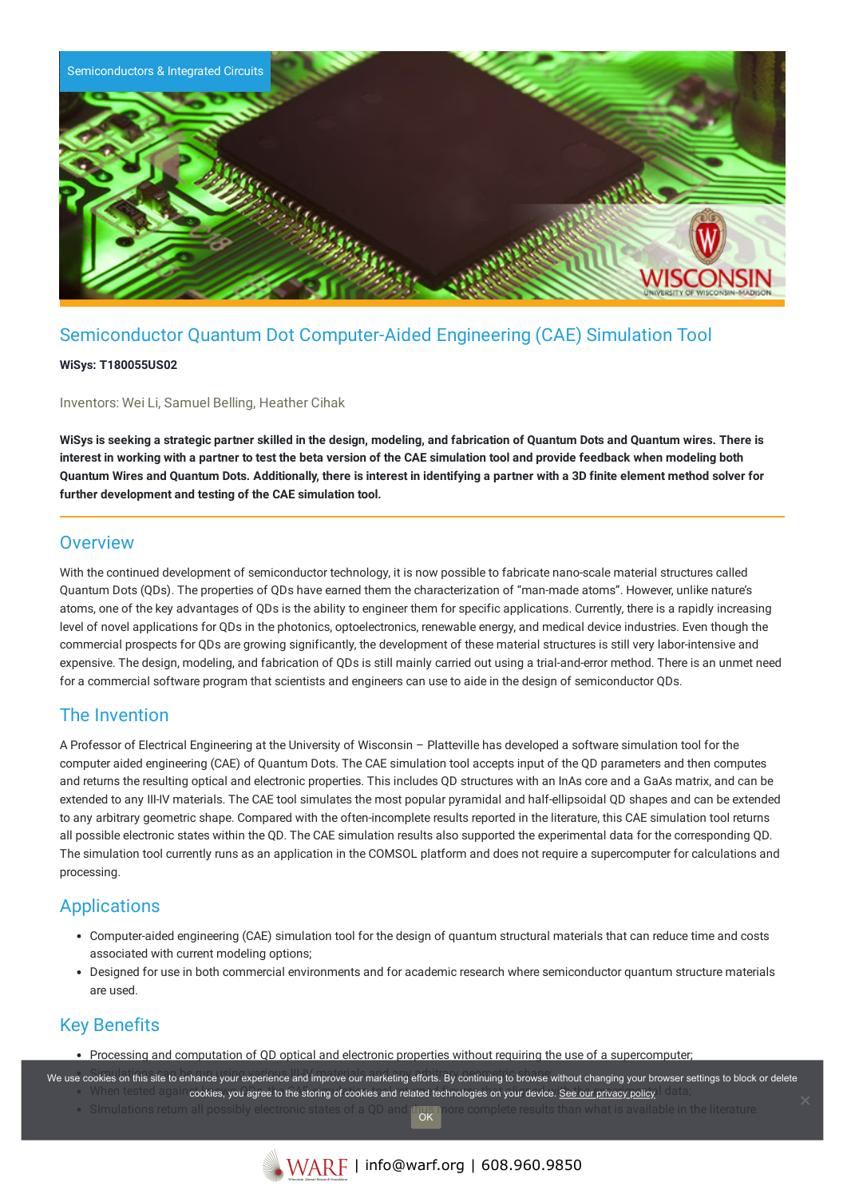Semiconductors & Integrated Circuits

# Semiconductor Quantum Dot Computer-Aided Engineering (CAE) Simulation Tool

**WiSys: T180055US02**

Inventors: Wei Li, Samuel Belling, Heather Cihak

**WiSys is seeking a strategic partner skilled in the design, modeling, and fabrication of Quantum Dots and Quantum wires. There is interest in working with a partner to test the beta version of the CAE simulation tool and provide feedback when modeling both Quantum Wires and Quantum Dots. Additionally, there is interest in identifying a partner with a 3D finite element method solver for further development and testing of the CAE simulation tool.**

## Overview

With the continued development of semiconductor technology, it is now possible to fabricate nano-scale material structures called Quantum Dots (QDs). The properties of QDs have earned them the characterization of "man-made atoms". However, unlike nature's atoms, one of the key advantages of QDs is the ability to engineer them for specific applications. Currently, there is a rapidly increasing level of novel applications for QDs in the photonics, optoelectronics, renewable energy, and medical device industries. Even though the commercial prospects for QDs are growing significantly, the development of these material structures is still very labor-intensive and expensive. The design, modeling, and fabrication of QDs is still mainly carried out using a trial-and-error method. There is an unmet need for a commercial software program that scientists and engineers can use to aide in the design of semiconductor QDs.

## The Invention

A Professor of Electrical Engineering at the University of Wisconsin – Platteville has developed a software simulation tool for the computer aided engineering (CAE) of Quantum Dots. The CAE simulation tool accepts input of the QD parameters and then computes and returns the resulting optical and electronic properties. This includes QD structures with an InAs core and a GaAs matrix, and can be extended to any III-IV materials. The CAE tool simulates the most popular pyramidal and half-ellipsoidal QD shapes and can be extended to any arbitrary geometric shape. Compared with the often-incomplete results reported in the literature, this CAE simulation tool returns all possible electronic states within the QD. The CAE simulation results also supported the experimental data for the corresponding QD. The simulation tool currently runs as an application in the COMSOL platform and does not require a supercomputer for calculations and processing.

## Applications

- Computer-aided engineering (CAE) simulation tool for the design of quantum structural materials that can reduce time and costs associated with current modeling options;
- Designed for use in both commercial environments and for academic research where semiconductor quantum structure materials are used.

## Key Benefits

- Processing and computation of QD optical and electronic properties without requiring the use of a supercomputer;
- Simulations can be run using various III-IV materials and any arbitrary geometric shape;
- When tested agai... data;
- Simulations return all possibly electronic states of a QD and ... more complete results than what is available in the literature.

We use cookies on this site to enhance your experience and improve our marketing efforts. By continuing to browse without changing your browser settings to block or delete cookies, you agree to the storing of cookies and related technologies on your device. See our privacy policy

OK

WARF | info@warf.org | 608.960.9850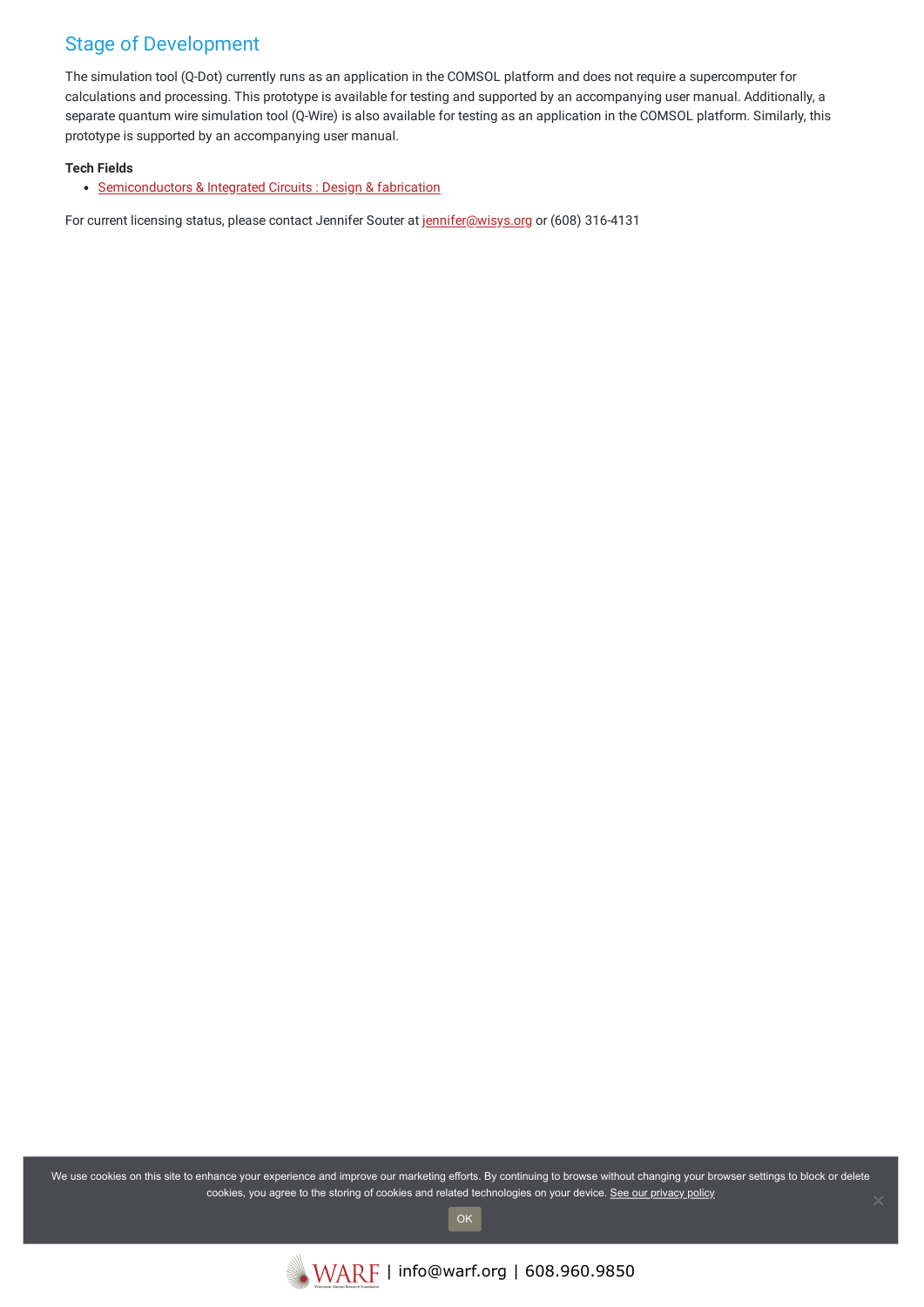## Stage of Development

The simulation tool (Q-Dot) currently runs as an application in the COMSOL platform and does not require a supercomputer for calculations and processing. This prototype is available for testing and supported by an accompanying user manual. Additionally, a separate quantum wire simulation tool (Q-Wire) is also available for testing as an application in the COMSOL platform. Similarly, this prototype is supported by an accompanying user manual.

**Tech Fields**

- Semiconductors & Integrated Circuits : Design & fabrication

For current licensing status, please contact Jennifer Souter at jennifer@wisys.org or (608) 316-4131